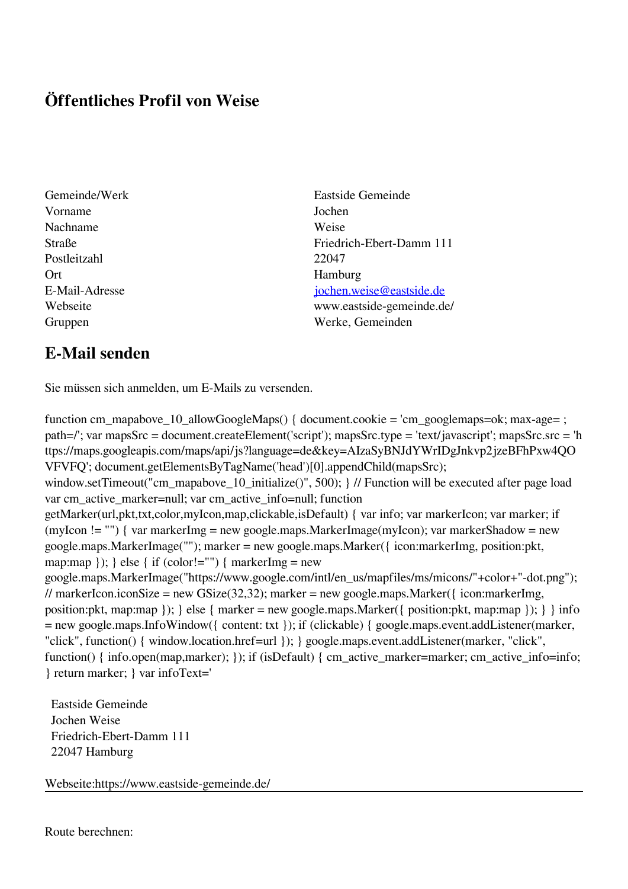# Öffentliches Profil von Weise

| | |
|---|---|
| Gemeinde/Werk | Eastside Gemeinde |
| Vorname | Jochen |
| Nachname | Weise |
| Straße | Friedrich-Ebert-Damm 111 |
| Postleitzahl | 22047 |
| Ort | Hamburg |
| E-Mail-Adresse | [jochen.weise@eastside.de](mailto:jochen.weise@eastside.de) |
| Webseite | www.eastside-gemeinde.de/ |
| Gruppen | Werke, Gemeinden |

## E-Mail senden

Sie müssen sich anmelden, um E-Mails zu versenden.

```
function cm_mapabove_10_allowGoogleMaps() { document.cookie = 'cm_googlemaps=ok; max-age= ; path=/'; var mapsSrc = document.createElement('script'); mapsSrc.type = 'text/javascript'; mapsSrc.src = 'https://maps.googleapis.com/maps/api/js?language=de&key=AIzaSyBNJdYWrIDgJnkvp2jzeBFhPxw4QOVFVFQ'; document.getElementsByTagName('head')[0].appendChild(mapsSrc); window.setTimeout("cm_mapabove_10_initialize()", 500); } // Function will be executed after page load var cm_active_marker=null; var cm_active_info=null; function getMarker(url,pkt,txt,color,myIcon,map,clickable,isDefault) { var info; var markerIcon; var marker; if (myIcon != "") { var markerImg = new google.maps.MarkerImage(myIcon); var markerShadow = new google.maps.MarkerImage(""); marker = new google.maps.Marker({ icon:markerImg, position:pkt, map:map }); } else { if (color!="") { markerImg = new google.maps.MarkerImage("https://www.google.com/intl/en_us/mapfiles/ms/micons/"+color+"-dot.png"); // markerIcon.iconSize = new GSize(32,32); marker = new google.maps.Marker({ icon:markerImg, position:pkt, map:map }); } else { marker = new google.maps.Marker({ position:pkt, map:map }); } } info = new google.maps.InfoWindow({ content: txt }); if (clickable) { google.maps.event.addListener(marker, "click", function() { window.location.href=url }); } google.maps.event.addListener(marker, "click", function() { info.open(map,marker); }); if (isDefault) { cm_active_marker=marker; cm_active_info=info; } return marker; } var infoText='
```

Eastside Gemeinde
Jochen Weise
Friedrich-Ebert-Damm 111
22047 Hamburg

Webseite:https://www.eastside-gemeinde.de/

---

Route berechnen: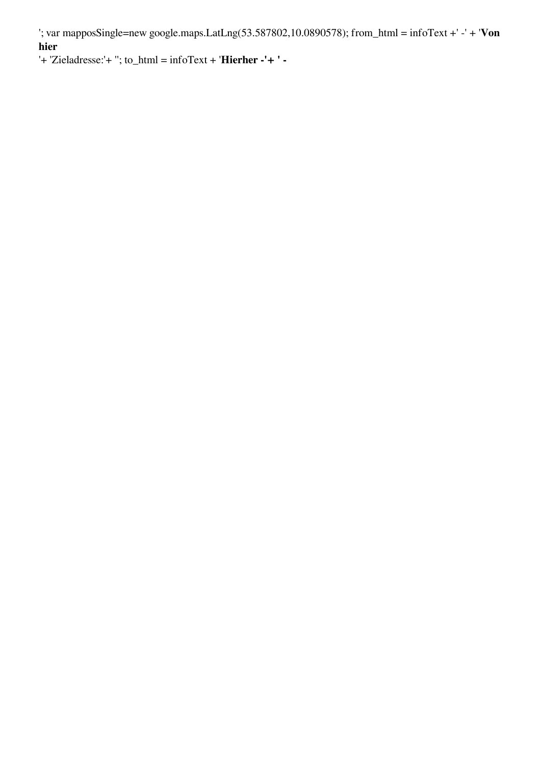'; var mapposSingle=new google.maps.LatLng(53.587802,10.0890578); from_html = infoText +' -' + '**Von hier**

'+ 'Zieladresse:'+ ''; to_html = infoText + '**Hierher -'+ ' -**